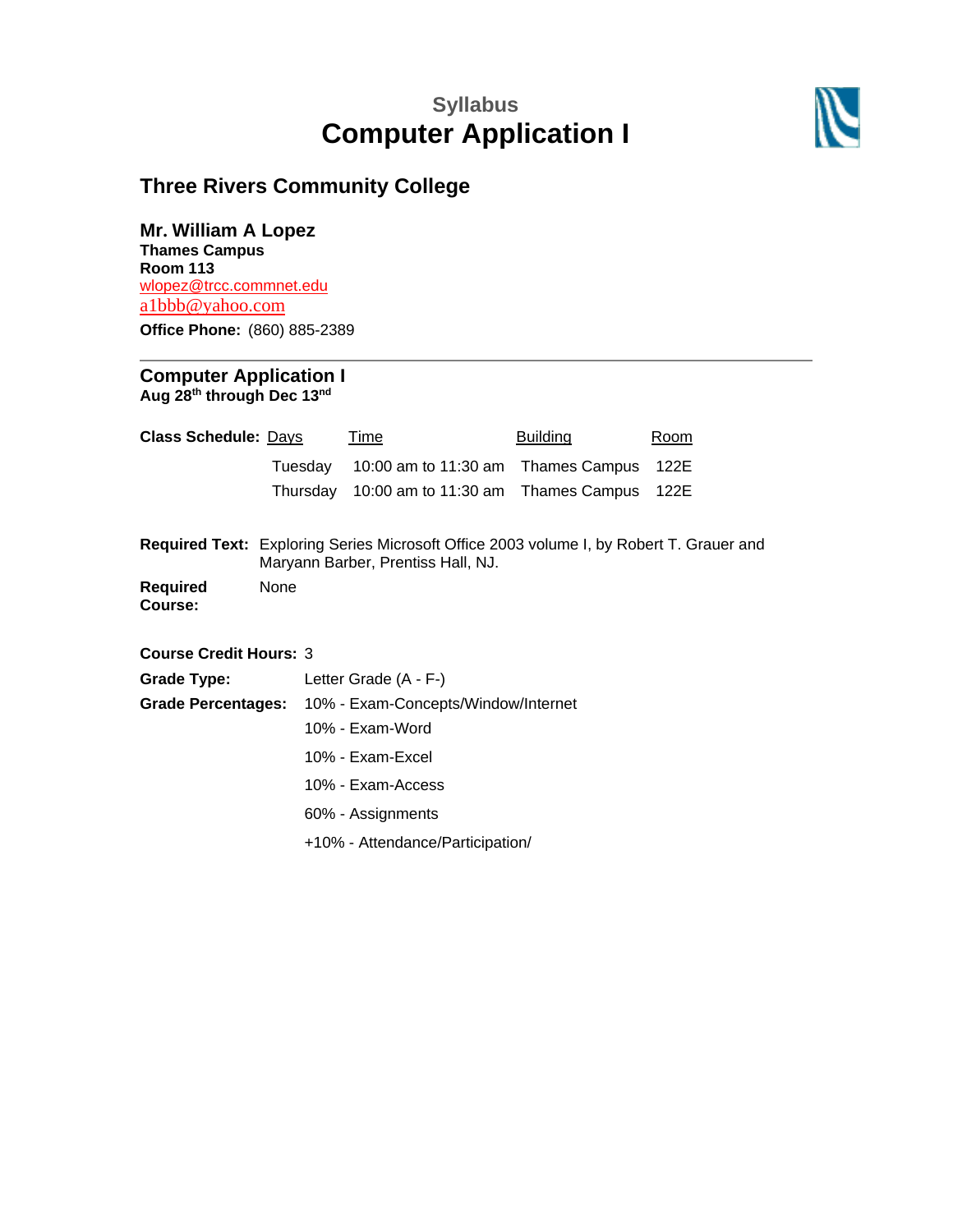Syllabus

# Computer Application I

## Three Rivers Community College

### Mr. William A Lopez

**Thames Campus**
**Room 113**
wlopez@trcc.commnet.edu
a1bbb@yahoo.com
**Office Phone:** (860) 885-2389

---

### Computer Application I

**Aug 28th through Dec 13nd**

**Class Schedule:**

| Days | Time | Building | Room |
|---|---|---|---|
| Tuesday | 10:00 am to 11:30 am | Thames Campus | 122E |
| Thursday | 10:00 am to 11:30 am | Thames Campus | 122E |

**Required Text:** Exploring Series Microsoft Office 2003 volume I, by Robert T. Grauer and Maryann Barber, Prentiss Hall, NJ.

**Required Course:** None

**Course Credit Hours:** 3

**Grade Type:** Letter Grade (A - F-)

**Grade Percentages:**
10% - Exam-Concepts/Window/Internet
10% - Exam-Word
10% - Exam-Excel
10% - Exam-Access
60% - Assignments
+10% - Attendance/Participation/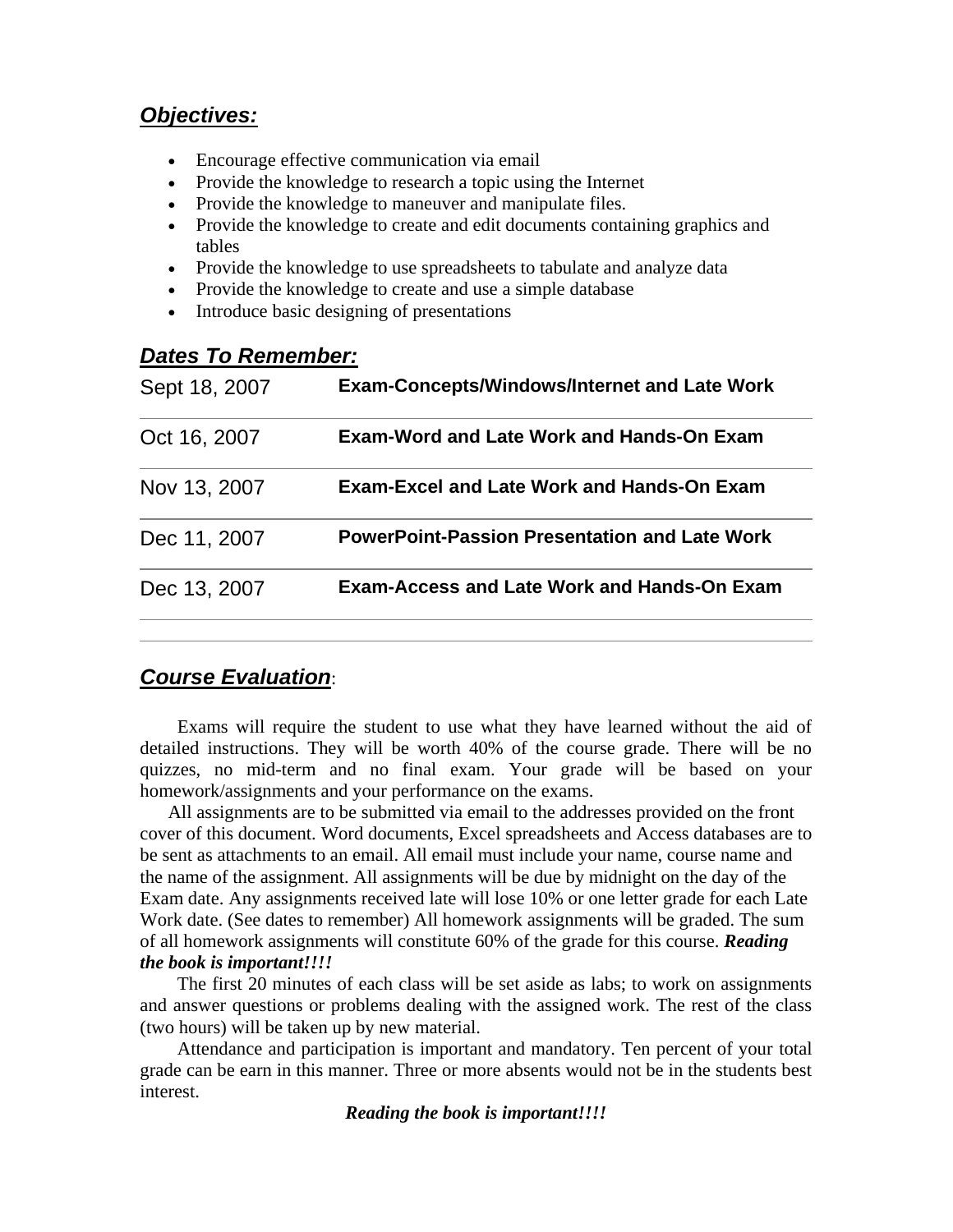## ***Objectives:***

- Encourage effective communication via email
- Provide the knowledge to research a topic using the Internet
- Provide the knowledge to maneuver and manipulate files.
- Provide the knowledge to create and edit documents containing graphics and tables
- Provide the knowledge to use spreadsheets to tabulate and analyze data
- Provide the knowledge to create and use a simple database
- Introduce basic designing of presentations

## ***Dates To Remember:***

| | |
|---|---|
| Sept 18, 2007 | **Exam-Concepts/Windows/Internet and Late Work** |
| Oct 16, 2007 | **Exam-Word and Late Work and Hands-On Exam** |
| Nov 13, 2007 | **Exam-Excel and Late Work and Hands-On Exam** |
| Dec 11, 2007 | **PowerPoint-Passion Presentation and Late Work** |
| Dec 13, 2007 | **Exam-Access and Late Work and Hands-On Exam** |

## ***Course Evaluation***:

Exams will require the student to use what they have learned without the aid of detailed instructions. They will be worth 40% of the course grade. There will be no quizzes, no mid-term and no final exam. Your grade will be based on your homework/assignments and your performance on the exams.

All assignments are to be submitted via email to the addresses provided on the front cover of this document. Word documents, Excel spreadsheets and Access databases are to be sent as attachments to an email. All email must include your name, course name and the name of the assignment. All assignments will be due by midnight on the day of the Exam date. Any assignments received late will lose 10% or one letter grade for each Late Work date. (See dates to remember) All homework assignments will be graded. The sum of all homework assignments will constitute 60% of the grade for this course. ***Reading the book is important!!!!***

The first 20 minutes of each class will be set aside as labs; to work on assignments and answer questions or problems dealing with the assigned work. The rest of the class (two hours) will be taken up by new material.

Attendance and participation is important and mandatory. Ten percent of your total grade can be earn in this manner. Three or more absents would not be in the students best interest.

***Reading the book is important!!!!***